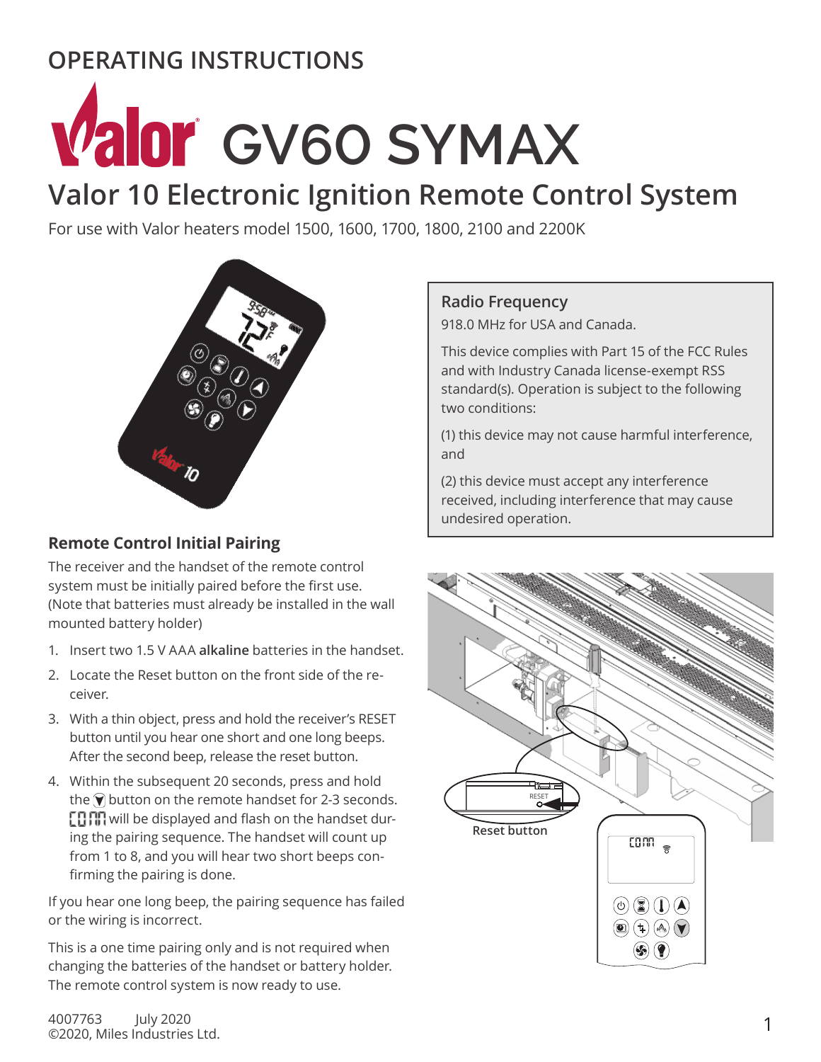OPERATING INSTRUCTIONS

# Valor GV60 SYMAX

## Valor 10 Electronic Ignition Remote Control System

For use with Valor heaters model 1500, 1600, 1700, 1800, 2100 and 2200K

### Radio Frequency

918.0 MHz for USA and Canada.

This device complies with Part 15 of the FCC Rules and with Industry Canada license-exempt RSS standard(s). Operation is subject to the following two conditions:

(1) this device may not cause harmful interference, and

(2) this device must accept any interference received, including interference that may cause undesired operation.

### Remote Control Initial Pairing

The receiver and the handset of the remote control system must be initially paired before the first use. (Note that batteries must already be installed in the wall mounted battery holder)

1. Insert two 1.5 V AAA **alkaline** batteries in the handset.
2. Locate the Reset button on the front side of the receiver.
3. With a thin object, press and hold the receiver's RESET button until you hear one short and one long beeps. After the second beep, release the reset button.
4. Within the subsequent 20 seconds, press and hold the ▼ button on the remote handset for 2-3 seconds. COM will be displayed and flash on the handset during the pairing sequence. The handset will count up from 1 to 8, and you will hear two short beeps confirming the pairing is done.

If you hear one long beep, the pairing sequence has failed or the wiring is incorrect.

This is a one time pairing only and is not required when changing the batteries of the handset or battery holder. The remote control system is now ready to use.

RESET

Reset button

COM

4007763 July 2020
©2020, Miles Industries Ltd.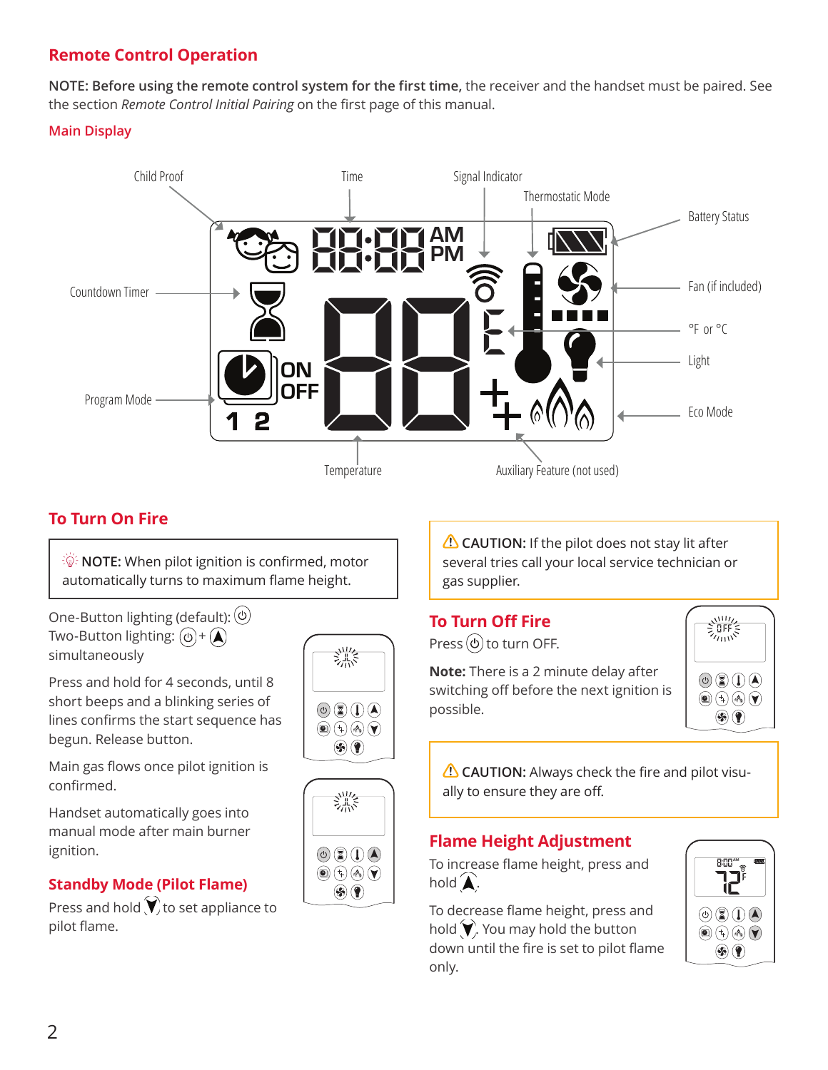## Remote Control Operation

**NOTE: Before using the remote control system for the first time,** the receiver and the handset must be paired. See the section *Remote Control Initial Pairing* on the first page of this manual.

### Main Display

Child Proof, Time, Signal Indicator, Thermostatic Mode, Battery Status, Countdown Timer, Fan (if included), °F or °C, Light, Program Mode, Eco Mode, Temperature, Auxiliary Feature (not used)

## To Turn On Fire

> **NOTE:** When pilot ignition is confirmed, motor automatically turns to maximum flame height.

One-Button lighting (default): ⏻
Two-Button lighting: ⏻ + ▲ simultaneously

Press and hold for 4 seconds, until 8 short beeps and a blinking series of lines confirms the start sequence has begun. Release button.

Main gas flows once pilot ignition is confirmed.

Handset automatically goes into manual mode after main burner ignition.

### Standby Mode (Pilot Flame)

Press and hold ▼ to set appliance to pilot flame.

> ⚠ **CAUTION:** If the pilot does not stay lit after several tries call your local service technician or gas supplier.

### To Turn Off Fire

Press ⏻ to turn OFF.

**Note:** There is a 2 minute delay after switching off before the next ignition is possible.

> ⚠ **CAUTION:** Always check the fire and pilot visually to ensure they are off.

### Flame Height Adjustment

To increase flame height, press and hold ▲.

To decrease flame height, press and hold ▼. You may hold the button down until the fire is set to pilot flame only.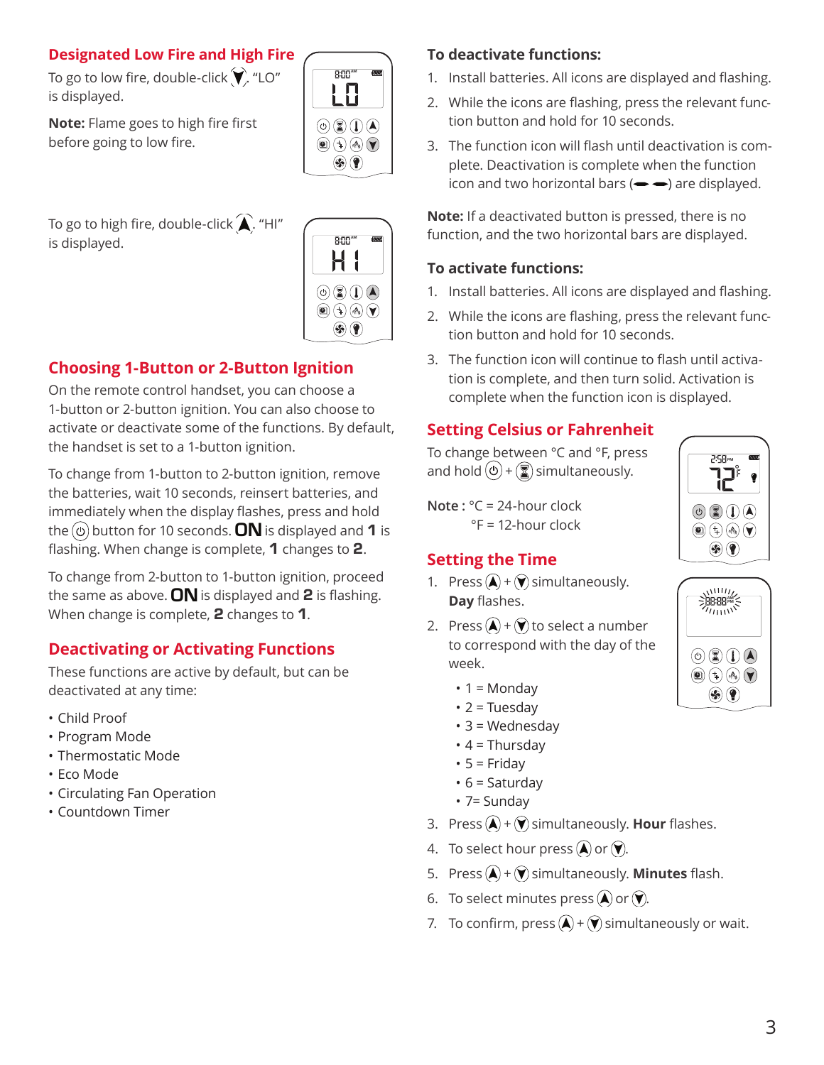## Designated Low Fire and High Fire

To go to low fire, double-click ▼. "LO" is displayed.

**Note:** Flame goes to high fire first before going to low fire.

To go to high fire, double-click ▲. "HI" is displayed.

## Choosing 1-Button or 2-Button Ignition

On the remote control handset, you can choose a 1-button or 2-button ignition. You can also choose to activate or deactivate some of the functions. By default, the handset is set to a 1-button ignition.

To change from 1-button to 2-button ignition, remove the batteries, wait 10 seconds, reinsert batteries, and immediately when the display flashes, press and hold the ⏻ button for 10 seconds. **ON** is displayed and **1** is flashing. When change is complete, **1** changes to **2**.

To change from 2-button to 1-button ignition, proceed the same as above. **ON** is displayed and **2** is flashing. When change is complete, **2** changes to **1**.

## Deactivating or Activating Functions

These functions are active by default, but can be deactivated at any time:

- Child Proof
- Program Mode
- Thermostatic Mode
- Eco Mode
- Circulating Fan Operation
- Countdown Timer

### To deactivate functions:

1. Install batteries. All icons are displayed and flashing.
2. While the icons are flashing, press the relevant function button and hold for 10 seconds.
3. The function icon will flash until deactivation is complete. Deactivation is complete when the function icon and two horizontal bars (▬ ▬) are displayed.

**Note:** If a deactivated button is pressed, there is no function, and the two horizontal bars are displayed.

### To activate functions:

1. Install batteries. All icons are displayed and flashing.
2. While the icons are flashing, press the relevant function button and hold for 10 seconds.
3. The function icon will continue to flash until activation is complete, and then turn solid. Activation is complete when the function icon is displayed.

## Setting Celsius or Fahrenheit

To change between °C and °F, press and hold ⏻ + ⌛ simultaneously.

Note : °C = 24-hour clock
°F = 12-hour clock

## Setting the Time

1. Press ▲ + ▼ simultaneously. **Day** flashes.
2. Press ▲ + ▼ to select a number to correspond with the day of the week.
   - 1 = Monday
   - 2 = Tuesday
   - 3 = Wednesday
   - 4 = Thursday
   - 5 = Friday
   - 6 = Saturday
   - 7= Sunday
3. Press ▲ + ▼ simultaneously. **Hour** flashes.
4. To select hour press ▲ or ▼.
5. Press ▲ + ▼ simultaneously. **Minutes** flash.
6. To select minutes press ▲ or ▼.
7. To confirm, press ▲ + ▼ simultaneously or wait.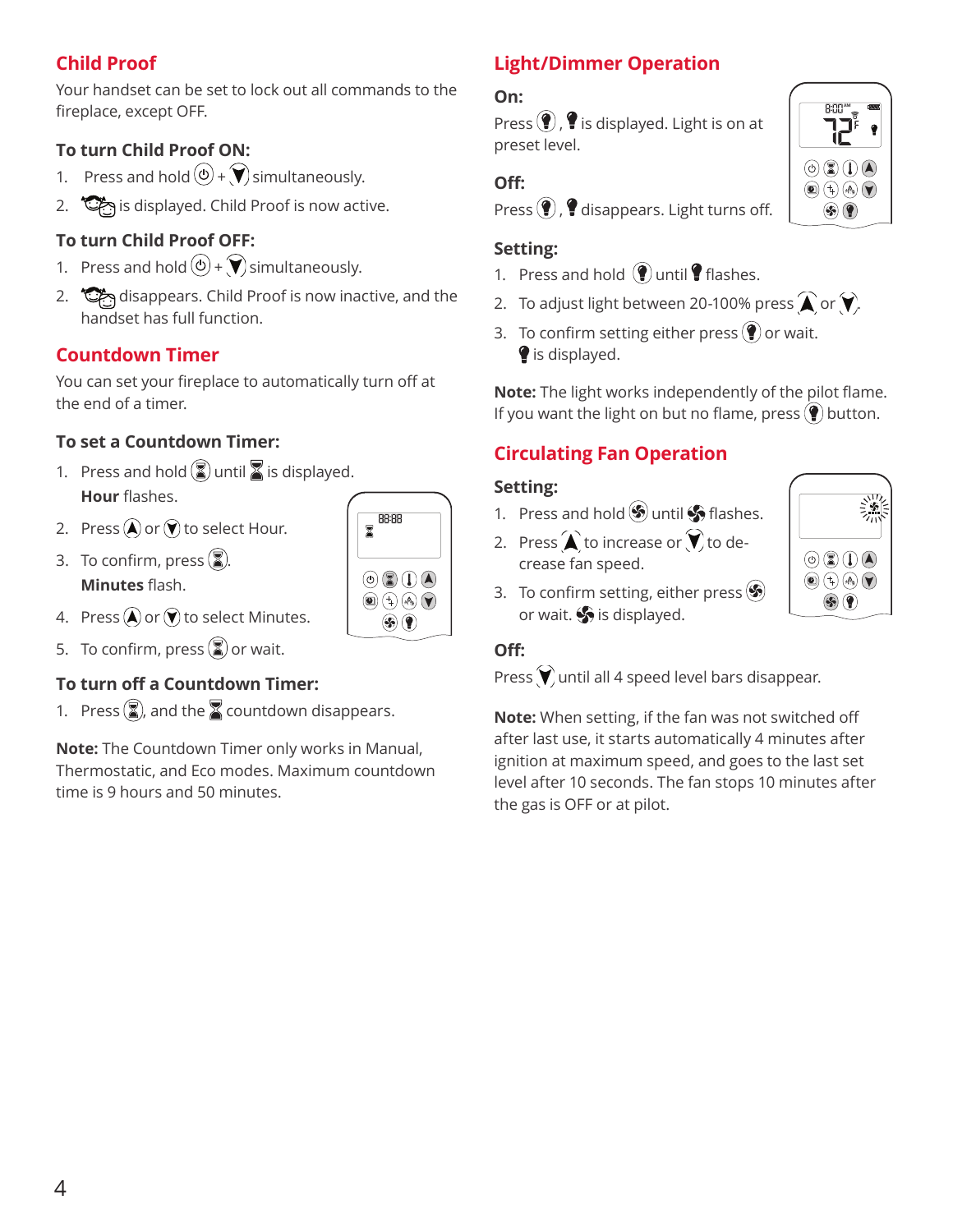## Child Proof

Your handset can be set to lock out all commands to the fireplace, except OFF.

### To turn Child Proof ON:

1. Press and hold ⏻ + ▼ simultaneously.
2. 👶 is displayed. Child Proof is now active.

### To turn Child Proof OFF:

1. Press and hold ⏻ + ▼ simultaneously.
2. 👶 disappears. Child Proof is now inactive, and the handset has full function.

## Countdown Timer

You can set your fireplace to automatically turn off at the end of a timer.

### To set a Countdown Timer:

1. Press and hold ⌛ until ⌛ is displayed. **Hour** flashes.
2. Press ▲ or ▼ to select Hour.
3. To confirm, press ⌛. **Minutes** flash.
4. Press ▲ or ▼ to select Minutes.
5. To confirm, press ⌛ or wait.

### To turn off a Countdown Timer:

1. Press ⌛, and the ⌛ countdown disappears.

**Note:** The Countdown Timer only works in Manual, Thermostatic, and Eco modes. Maximum countdown time is 9 hours and 50 minutes.

## Light/Dimmer Operation

### On:

Press 💡, 💡 is displayed. Light is on at preset level.

### Off:

Press 💡, 💡 disappears. Light turns off.

### Setting:

1. Press and hold 💡 until 💡 flashes.
2. To adjust light between 20-100% press ▲ or ▼.
3. To confirm setting either press 💡 or wait. 💡 is displayed.

**Note:** The light works independently of the pilot flame. If you want the light on but no flame, press 💡 button.

## Circulating Fan Operation

### Setting:

1. Press and hold ✇ until ✇ flashes.
2. Press ▲ to increase or ▼ to decrease fan speed.
3. To confirm setting, either press ✇ or wait. ✇ is displayed.

### Off:

Press ▼ until all 4 speed level bars disappear.

**Note:** When setting, if the fan was not switched off after last use, it starts automatically 4 minutes after ignition at maximum speed, and goes to the last set level after 10 seconds. The fan stops 10 minutes after the gas is OFF or at pilot.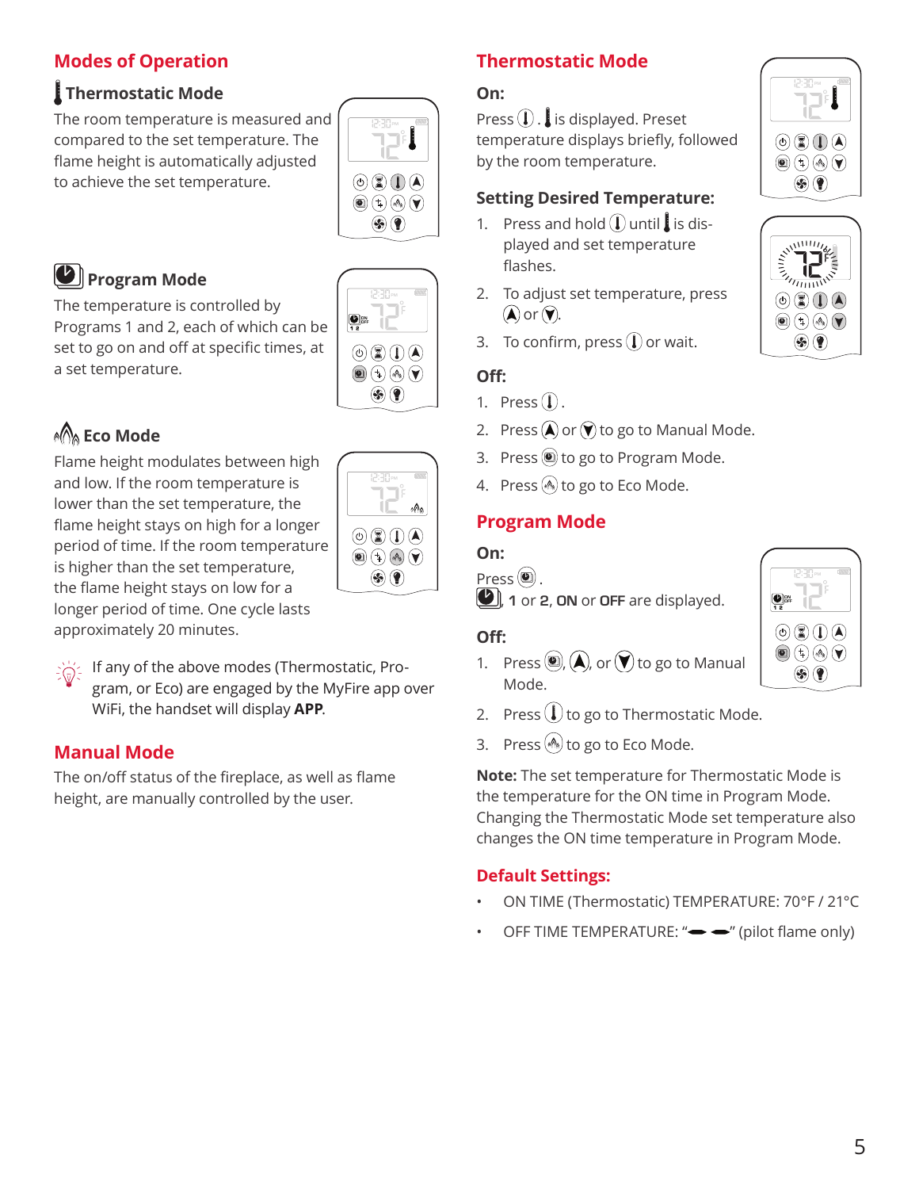## Modes of Operation

### Thermostatic Mode

The room temperature is measured and compared to the set temperature. The flame height is automatically adjusted to achieve the set temperature.

### Program Mode

The temperature is controlled by Programs 1 and 2, each of which can be set to go on and off at specific times, at a set temperature.

### Eco Mode

Flame height modulates between high and low. If the room temperature is lower than the set temperature, the flame height stays on high for a longer period of time. If the room temperature is higher than the set temperature, the flame height stays on low for a longer period of time. One cycle lasts approximately 20 minutes.

If any of the above modes (Thermostatic, Program, or Eco) are engaged by the MyFire app over WiFi, the handset will display **APP**.

## Manual Mode

The on/off status of the fireplace, as well as flame height, are manually controlled by the user.

## Thermostatic Mode

**On:**

Press . is displayed. Preset temperature displays briefly, followed by the room temperature.

**Setting Desired Temperature:**

1. Press and hold until is displayed and set temperature flashes.
2. To adjust set temperature, press or .
3. To confirm, press or wait.

**Off:**

1. Press .
2. Press or to go to Manual Mode.
3. Press to go to Program Mode.
4. Press to go to Eco Mode.

## Program Mode

**On:**

Press .

, **1** or **2**, **ON** or **OFF** are displayed.

**Off:**

1. Press , , or to go to Manual Mode.
2. Press to go to Thermostatic Mode.
3. Press to go to Eco Mode.

**Note:** The set temperature for Thermostatic Mode is the temperature for the ON time in Program Mode. Changing the Thermostatic Mode set temperature also changes the ON time temperature in Program Mode.

**Default Settings:**

- ON TIME (Thermostatic) TEMPERATURE: 70°F / 21°C
- OFF TIME TEMPERATURE: "– –" (pilot flame only)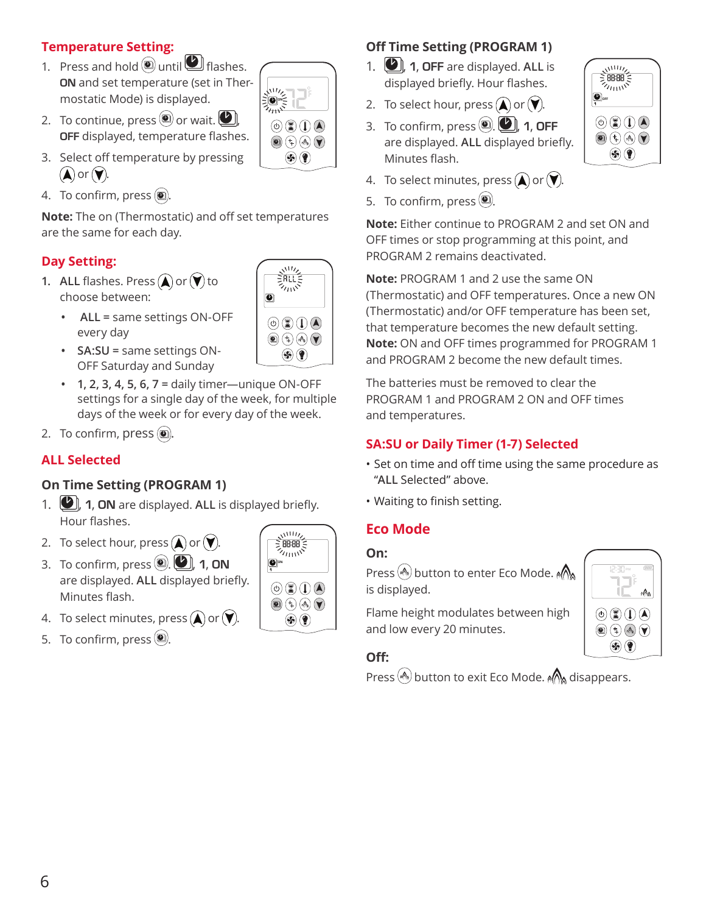## Temperature Setting:

1. Press and hold until flashes. **ON** and set temperature (set in Thermostatic Mode) is displayed.
2. To continue, press or wait. , **OFF** displayed, temperature flashes.
3. Select off temperature by pressing or .
4. To confirm, press .

**Note:** The on (Thermostatic) and off set temperatures are the same for each day.

## Day Setting:

1. **ALL** flashes. Press or to choose between:
   - **ALL** = same settings ON-OFF every day
   - **SA:SU** = same settings ON-OFF Saturday and Sunday
   - **1, 2, 3, 4, 5, 6, 7** = daily timer—unique ON-OFF settings for a single day of the week, for multiple days of the week or for every day of the week.
2. To confirm, press .

## ALL Selected

### On Time Setting (PROGRAM 1)

1. , **1**, **ON** are displayed. **ALL** is displayed briefly. Hour flashes.
2. To select hour, press or .
3. To confirm, press . , **1**, **ON** are displayed. **ALL** displayed briefly. Minutes flash.
4. To select minutes, press or .
5. To confirm, press .

### Off Time Setting (PROGRAM 1)

1. , **1**, **OFF** are displayed. **ALL** is displayed briefly. Hour flashes.
2. To select hour, press or .
3. To confirm, press . , **1**, **OFF** are displayed. **ALL** displayed briefly. Minutes flash.
4. To select minutes, press or .
5. To confirm, press .

**Note:** Either continue to PROGRAM 2 and set ON and OFF times or stop programming at this point, and PROGRAM 2 remains deactivated.

**Note:** PROGRAM 1 and 2 use the same ON (Thermostatic) and OFF temperatures. Once a new ON (Thermostatic) and/or OFF temperature has been set, that temperature becomes the new default setting.
**Note:** ON and OFF times programmed for PROGRAM 1 and PROGRAM 2 become the new default times.

The batteries must be removed to clear the PROGRAM 1 and PROGRAM 2 ON and OFF times and temperatures.

## SA:SU or Daily Timer (1-7) Selected

- Set on time and off time using the same procedure as "ALL Selected" above.
- Waiting to finish setting.

## Eco Mode

### On:

Press button to enter Eco Mode. is displayed.

Flame height modulates between high and low every 20 minutes.

### Off:

Press button to exit Eco Mode. disappears.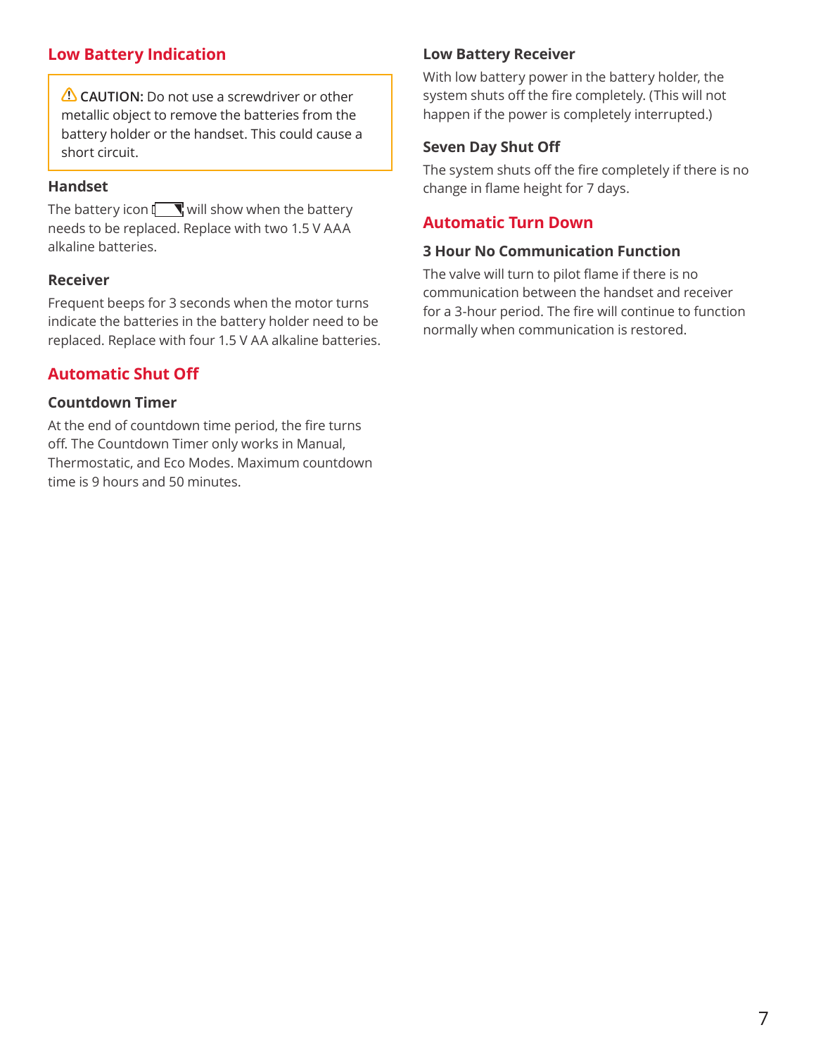## Low Battery Indication

> ⚠ **CAUTION:** Do not use a screwdriver or other metallic object to remove the batteries from the battery holder or the handset. This could cause a short circuit.

### Handset

The battery icon will show when the battery needs to be replaced. Replace with two 1.5 V AAA alkaline batteries.

### Receiver

Frequent beeps for 3 seconds when the motor turns indicate the batteries in the battery holder need to be replaced. Replace with four 1.5 V AA alkaline batteries.

## Automatic Shut Off

### Countdown Timer

At the end of countdown time period, the fire turns off. The Countdown Timer only works in Manual, Thermostatic, and Eco Modes. Maximum countdown time is 9 hours and 50 minutes.

### Low Battery Receiver

With low battery power in the battery holder, the system shuts off the fire completely. (This will not happen if the power is completely interrupted.)

### Seven Day Shut Off

The system shuts off the fire completely if there is no change in flame height for 7 days.

## Automatic Turn Down

### 3 Hour No Communication Function

The valve will turn to pilot flame if there is no communication between the handset and receiver for a 3-hour period. The fire will continue to function normally when communication is restored.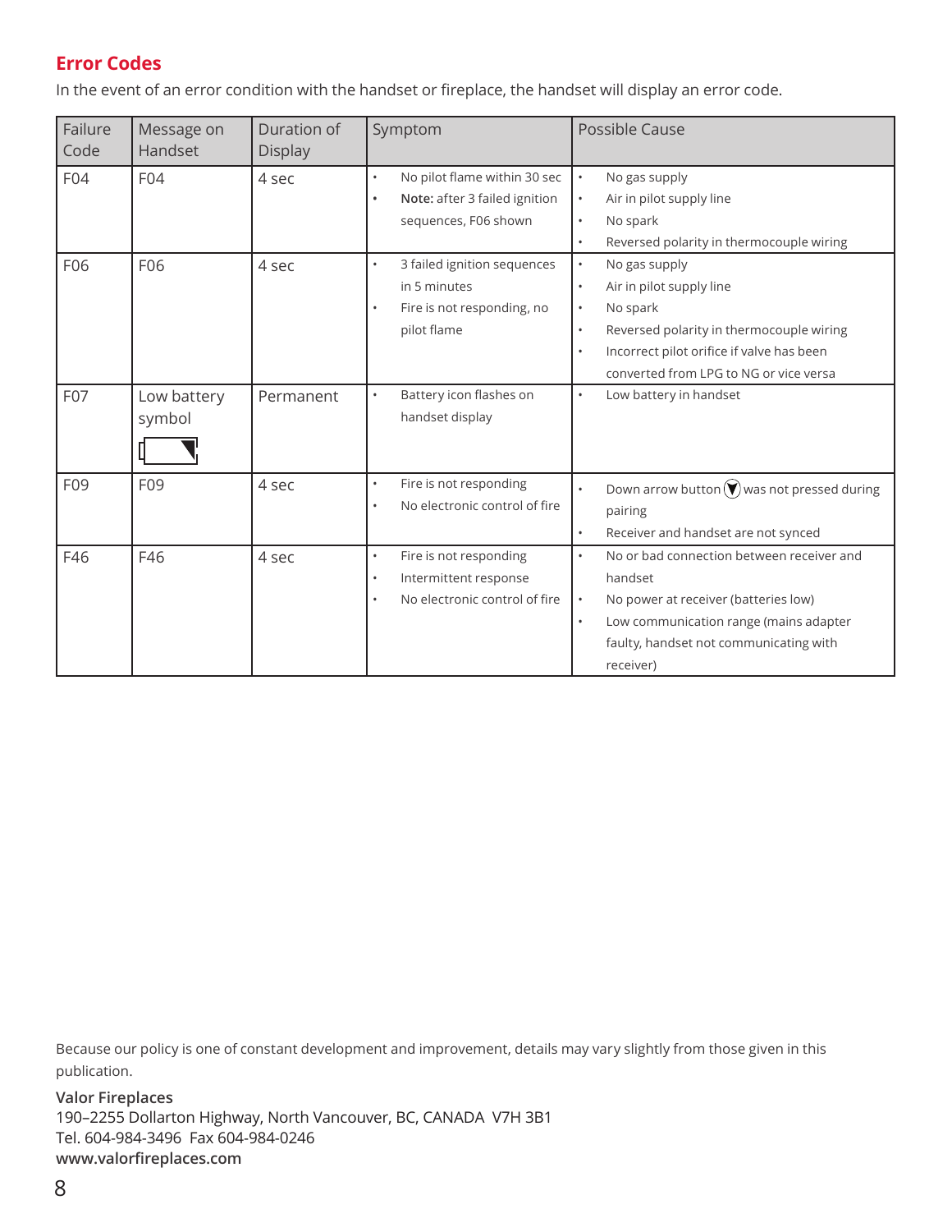## Error Codes

In the event of an error condition with the handset or fireplace, the handset will display an error code.

| Failure Code | Message on Handset | Duration of Display | Symptom | Possible Cause |
|---|---|---|---|---|
| F04 | F04 | 4 sec | • No pilot flame within 30 sec<br>• **Note:** after 3 failed ignition sequences, F06 shown | • No gas supply<br>• Air in pilot supply line<br>• No spark<br>• Reversed polarity in thermocouple wiring |
| F06 | F06 | 4 sec | • 3 failed ignition sequences in 5 minutes<br>• Fire is not responding, no pilot flame | • No gas supply<br>• Air in pilot supply line<br>• No spark<br>• Reversed polarity in thermocouple wiring<br>• Incorrect pilot orifice if valve has been converted from LPG to NG or vice versa |
| F07 | Low battery symbol | Permanent | • Battery icon flashes on handset display | • Low battery in handset |
| F09 | F09 | 4 sec | • Fire is not responding<br>• No electronic control of fire | • Down arrow button was not pressed during pairing<br>• Receiver and handset are not synced |
| F46 | F46 | 4 sec | • Fire is not responding<br>• Intermittent response<br>• No electronic control of fire | • No or bad connection between receiver and handset<br>• No power at receiver (batteries low)<br>• Low communication range (mains adapter faulty, handset not communicating with receiver) |

Because our policy is one of constant development and improvement, details may vary slightly from those given in this publication.

**Valor Fireplaces**
190–2255 Dollarton Highway, North Vancouver, BC, CANADA V7H 3B1
Tel. 604-984-3496 Fax 604-984-0246
**www.valorfireplaces.com**